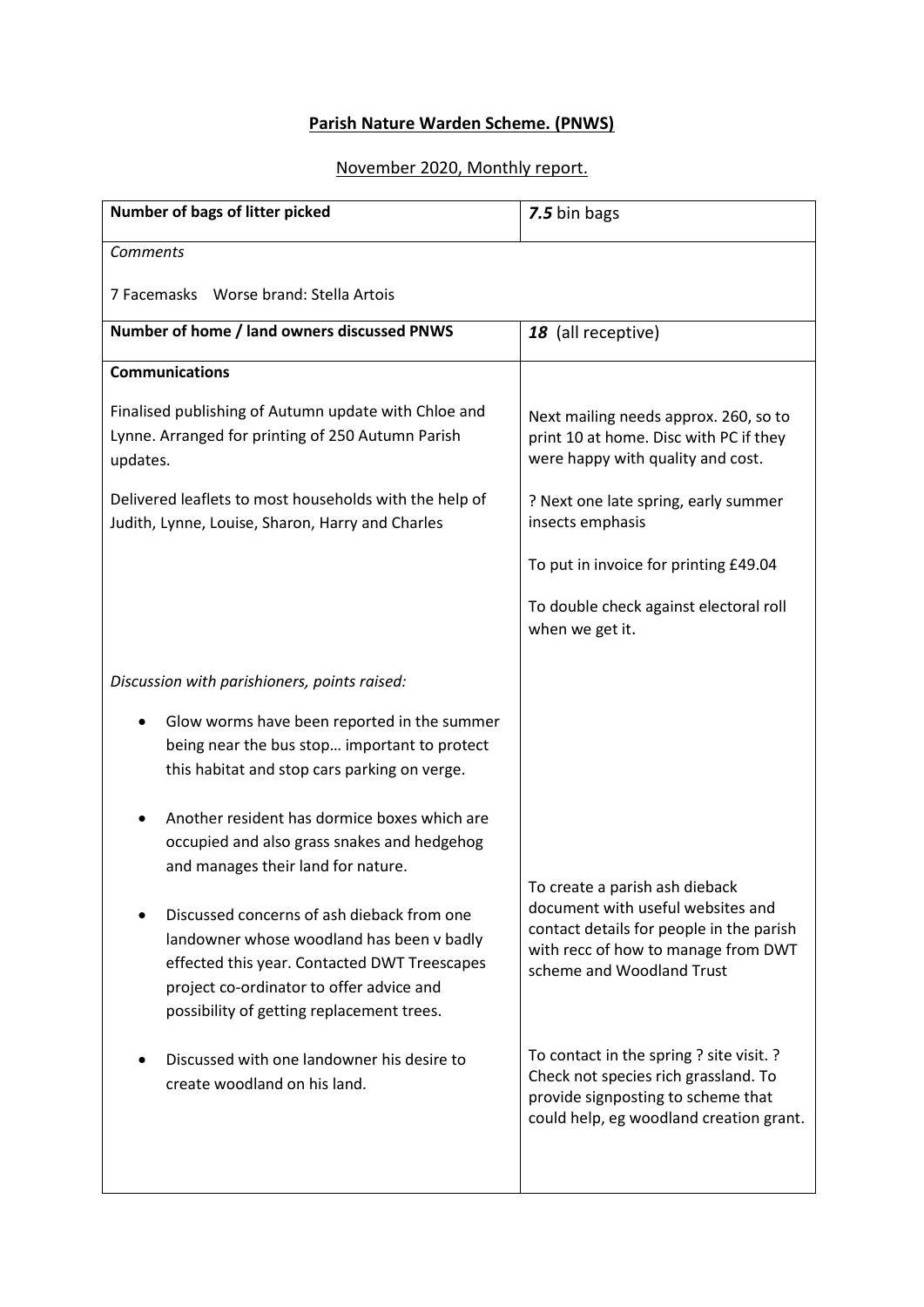**Parish Nature Warden Scheme. (PNWS)**

November 2020, Monthly report.

| **Number of bags of litter picked** | ***7.5*** bin bags |
|---|---|
| *Comments*<br><br>7 Facemasks   Worse brand: Stella Artois | |
| **Number of home / land owners discussed PNWS** | ***18*** (all receptive) |
| **Communications**<br><br>Finalised publishing of Autumn update with Chloe and Lynne. Arranged for printing of 250 Autumn Parish updates.<br><br>Delivered leaflets to most households with the help of Judith, Lynne, Louise, Sharon, Harry and Charles | Next mailing needs approx. 260, so to print 10 at home. Disc with PC if they were happy with quality and cost.<br><br>? Next one late spring, early summer insects emphasis<br><br>To put in invoice for printing £49.04<br><br>To double check against electoral roll when we get it. |
| *Discussion with parishioners, points raised:*<br><br>• Glow worms have been reported in the summer being near the bus stop… important to protect this habitat and stop cars parking on verge.<br><br>• Another resident has dormice boxes which are occupied and also grass snakes and hedgehog and manages their land for nature.<br><br>• Discussed concerns of ash dieback from one landowner whose woodland has been v badly effected this year. Contacted DWT Treescapes project co-ordinator to offer advice and possibility of getting replacement trees.<br><br>• Discussed with one landowner his desire to create woodland on his land. | To create a parish ash dieback document with useful websites and contact details for people in the parish with recc of how to manage from DWT scheme and Woodland Trust<br><br>To contact in the spring ? site visit. ? Check not species rich grassland. To provide signposting to scheme that could help, eg woodland creation grant. |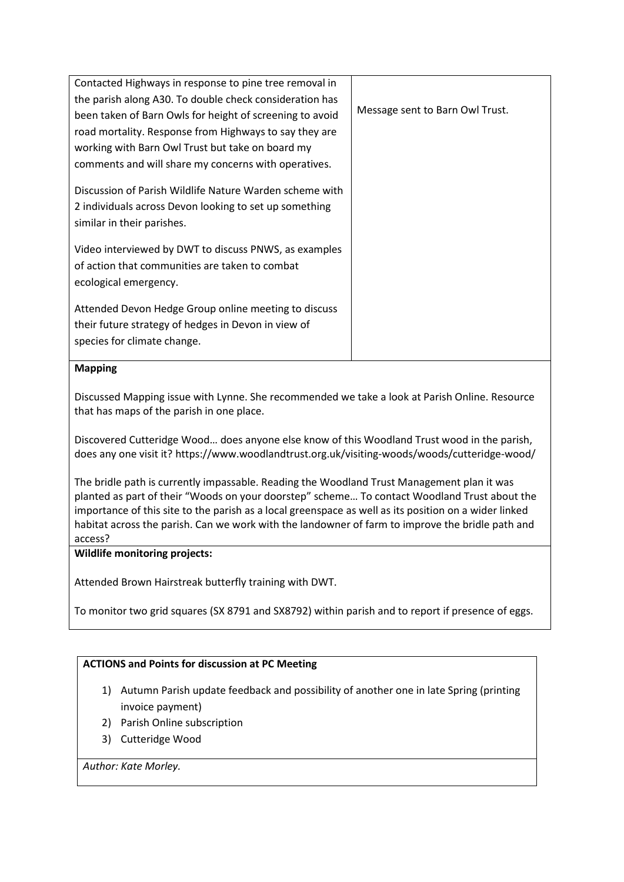| | |
|---|---|
| Contacted Highways in response to pine tree removal in the parish along A30. To double check consideration has been taken of Barn Owls for height of screening to avoid road mortality. Response from Highways to say they are working with Barn Owl Trust but take on board my comments and will share my concerns with operatives.<br><br>Discussion of Parish Wildlife Nature Warden scheme with 2 individuals across Devon looking to set up something similar in their parishes.<br><br>Video interviewed by DWT to discuss PNWS, as examples of action that communities are taken to combat ecological emergency.<br><br>Attended Devon Hedge Group online meeting to discuss their future strategy of hedges in Devon in view of species for climate change. | Message sent to Barn Owl Trust. |

**Mapping**

Discussed Mapping issue with Lynne. She recommended we take a look at Parish Online. Resource that has maps of the parish in one place.

Discovered Cutteridge Wood… does anyone else know of this Woodland Trust wood in the parish, does any one visit it? https://www.woodlandtrust.org.uk/visiting-woods/woods/cutteridge-wood/

The bridle path is currently impassable. Reading the Woodland Trust Management plan it was planted as part of their "Woods on your doorstep" scheme… To contact Woodland Trust about the importance of this site to the parish as a local greenspace as well as its position on a wider linked habitat across the parish. Can we work with the landowner of farm to improve the bridle path and access?

**Wildlife monitoring projects:**

Attended Brown Hairstreak butterfly training with DWT.

To monitor two grid squares (SX 8791 and SX8792) within parish and to report if presence of eggs.

**ACTIONS and Points for discussion at PC Meeting**

1) Autumn Parish update feedback and possibility of another one in late Spring (printing invoice payment)
2) Parish Online subscription
3) Cutteridge Wood

*Author: Kate Morley.*